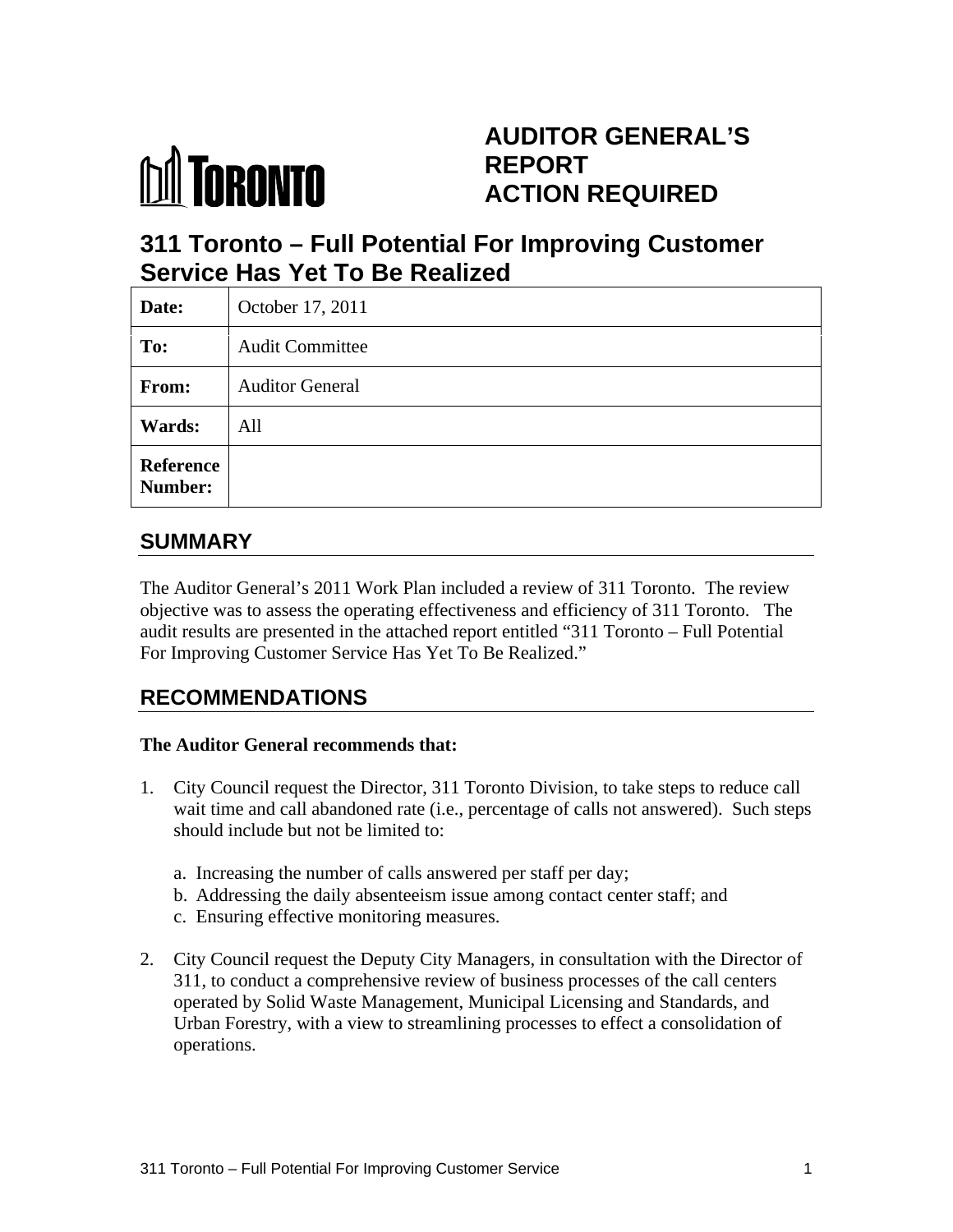# AUDITOR GENERAL'S REPORT ACTION REQUIRED

## 311 Toronto – Full Potential For Improving Customer Service Has Yet To Be Realized

| | |
|---|---|
| **Date:** | October 17, 2011 |
| **To:** | Audit Committee |
| **From:** | Auditor General |
| **Wards:** | All |
| **Reference Number:** | |

## SUMMARY

The Auditor General's 2011 Work Plan included a review of 311 Toronto. The review objective was to assess the operating effectiveness and efficiency of 311 Toronto. The audit results are presented in the attached report entitled "311 Toronto – Full Potential For Improving Customer Service Has Yet To Be Realized."

## RECOMMENDATIONS

**The Auditor General recommends that:**

1. City Council request the Director, 311 Toronto Division, to take steps to reduce call wait time and call abandoned rate (i.e., percentage of calls not answered). Such steps should include but not be limited to:

   a. Increasing the number of calls answered per staff per day;
   b. Addressing the daily absenteeism issue among contact center staff; and
   c. Ensuring effective monitoring measures.

2. City Council request the Deputy City Managers, in consultation with the Director of 311, to conduct a comprehensive review of business processes of the call centers operated by Solid Waste Management, Municipal Licensing and Standards, and Urban Forestry, with a view to streamlining processes to effect a consolidation of operations.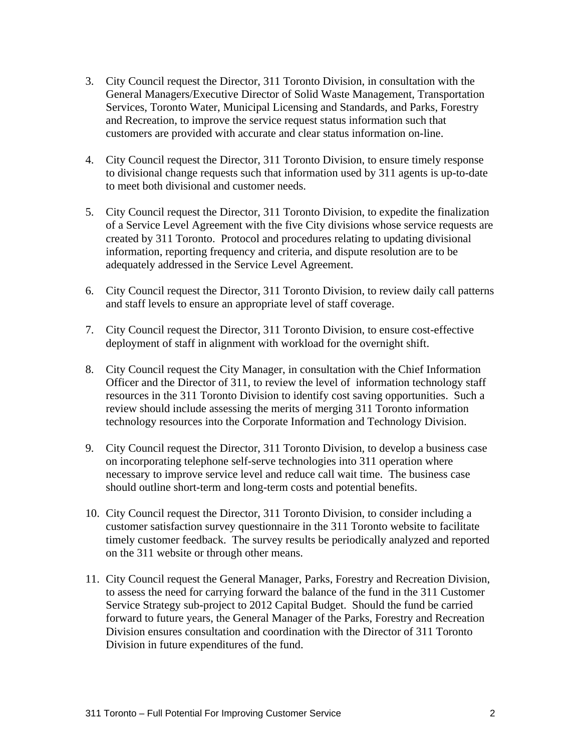3. City Council request the Director, 311 Toronto Division, in consultation with the General Managers/Executive Director of Solid Waste Management, Transportation Services, Toronto Water, Municipal Licensing and Standards, and Parks, Forestry and Recreation, to improve the service request status information such that customers are provided with accurate and clear status information on-line.

4. City Council request the Director, 311 Toronto Division, to ensure timely response to divisional change requests such that information used by 311 agents is up-to-date to meet both divisional and customer needs.

5. City Council request the Director, 311 Toronto Division, to expedite the finalization of a Service Level Agreement with the five City divisions whose service requests are created by 311 Toronto. Protocol and procedures relating to updating divisional information, reporting frequency and criteria, and dispute resolution are to be adequately addressed in the Service Level Agreement.

6. City Council request the Director, 311 Toronto Division, to review daily call patterns and staff levels to ensure an appropriate level of staff coverage.

7. City Council request the Director, 311 Toronto Division, to ensure cost-effective deployment of staff in alignment with workload for the overnight shift.

8. City Council request the City Manager, in consultation with the Chief Information Officer and the Director of 311, to review the level of information technology staff resources in the 311 Toronto Division to identify cost saving opportunities. Such a review should include assessing the merits of merging 311 Toronto information technology resources into the Corporate Information and Technology Division.

9. City Council request the Director, 311 Toronto Division, to develop a business case on incorporating telephone self-serve technologies into 311 operation where necessary to improve service level and reduce call wait time. The business case should outline short-term and long-term costs and potential benefits.

10. City Council request the Director, 311 Toronto Division, to consider including a customer satisfaction survey questionnaire in the 311 Toronto website to facilitate timely customer feedback. The survey results be periodically analyzed and reported on the 311 website or through other means.

11. City Council request the General Manager, Parks, Forestry and Recreation Division, to assess the need for carrying forward the balance of the fund in the 311 Customer Service Strategy sub-project to 2012 Capital Budget. Should the fund be carried forward to future years, the General Manager of the Parks, Forestry and Recreation Division ensures consultation and coordination with the Director of 311 Toronto Division in future expenditures of the fund.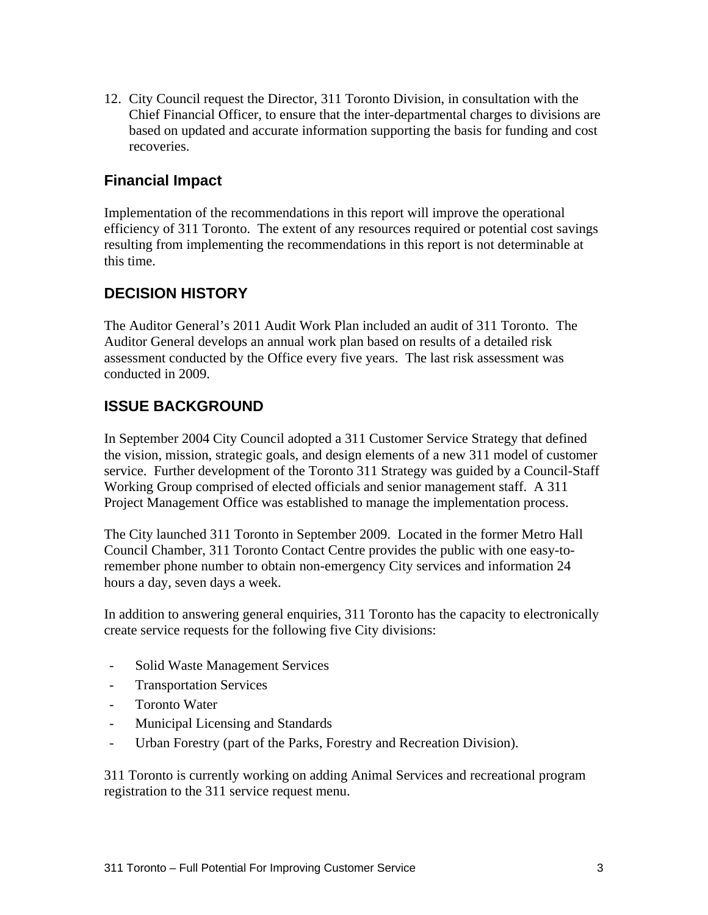12. City Council request the Director, 311 Toronto Division, in consultation with the Chief Financial Officer, to ensure that the inter-departmental charges to divisions are based on updated and accurate information supporting the basis for funding and cost recoveries.

## Financial Impact

Implementation of the recommendations in this report will improve the operational efficiency of 311 Toronto. The extent of any resources required or potential cost savings resulting from implementing the recommendations in this report is not determinable at this time.

## DECISION HISTORY

The Auditor General's 2011 Audit Work Plan included an audit of 311 Toronto. The Auditor General develops an annual work plan based on results of a detailed risk assessment conducted by the Office every five years. The last risk assessment was conducted in 2009.

## ISSUE BACKGROUND

In September 2004 City Council adopted a 311 Customer Service Strategy that defined the vision, mission, strategic goals, and design elements of a new 311 model of customer service. Further development of the Toronto 311 Strategy was guided by a Council-Staff Working Group comprised of elected officials and senior management staff. A 311 Project Management Office was established to manage the implementation process.

The City launched 311 Toronto in September 2009. Located in the former Metro Hall Council Chamber, 311 Toronto Contact Centre provides the public with one easy-to-remember phone number to obtain non-emergency City services and information 24 hours a day, seven days a week.

In addition to answering general enquiries, 311 Toronto has the capacity to electronically create service requests for the following five City divisions:

- Solid Waste Management Services
- Transportation Services
- Toronto Water
- Municipal Licensing and Standards
- Urban Forestry (part of the Parks, Forestry and Recreation Division).

311 Toronto is currently working on adding Animal Services and recreational program registration to the 311 service request menu.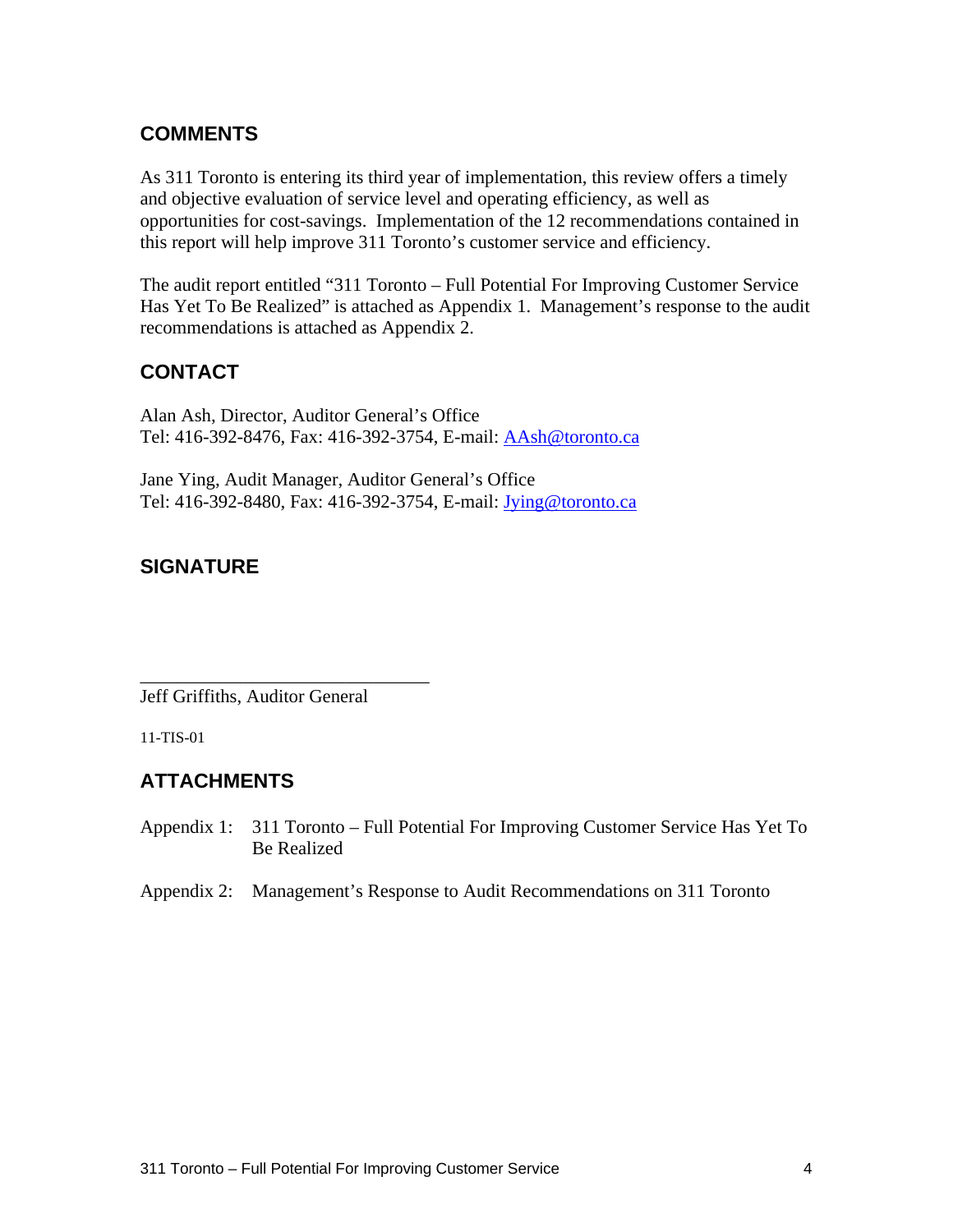## COMMENTS

As 311 Toronto is entering its third year of implementation, this review offers a timely and objective evaluation of service level and operating efficiency, as well as opportunities for cost-savings. Implementation of the 12 recommendations contained in this report will help improve 311 Toronto's customer service and efficiency.

The audit report entitled "311 Toronto – Full Potential For Improving Customer Service Has Yet To Be Realized" is attached as Appendix 1. Management's response to the audit recommendations is attached as Appendix 2.

## CONTACT

Alan Ash, Director, Auditor General's Office
Tel: 416-392-8476, Fax: 416-392-3754, E-mail: AAsh@toronto.ca

Jane Ying, Audit Manager, Auditor General's Office
Tel: 416-392-8480, Fax: 416-392-3754, E-mail: Jying@toronto.ca

## SIGNATURE

_______________________________
Jeff Griffiths, Auditor General

11-TIS-01

## ATTACHMENTS

Appendix 1: 311 Toronto – Full Potential For Improving Customer Service Has Yet To Be Realized

Appendix 2: Management's Response to Audit Recommendations on 311 Toronto